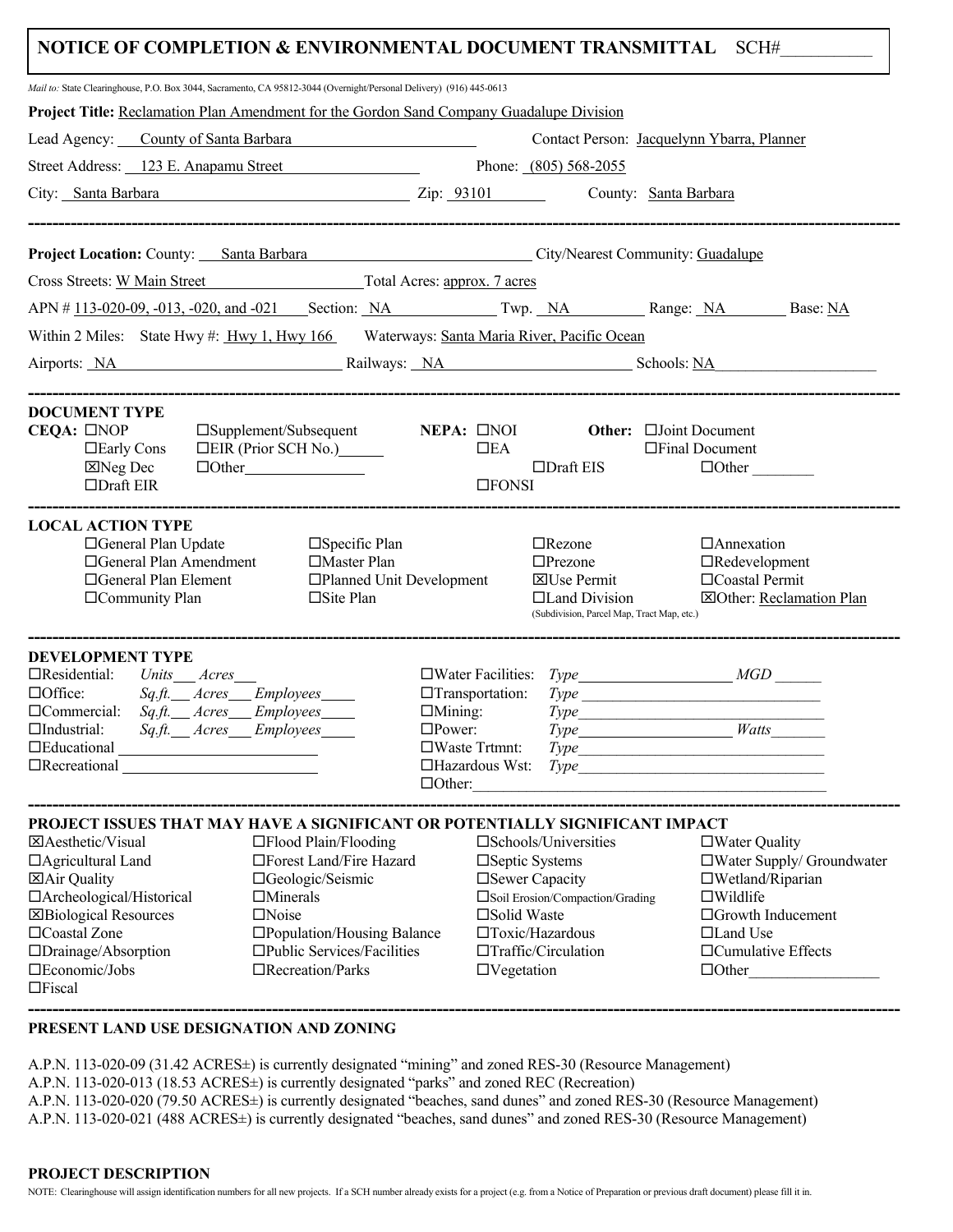# NOTICE OF COMPLETION & ENVIRONMENTAL DOCUMENT TRANSMITTAL SCH#__________

*Mail to:* State Clearinghouse, P.O. Box 3044, Sacramento, CA 95812-3044 (Overnight/Personal Delivery) (916) 445-0613

**Project Title:** Reclamation Plan Amendment for the Gordon Sand Company Guadalupe Division

Lead Agency: County of Santa Barbara Contact Person: Jacquelynn Ybarra, Planner

Street Address: 123 E. Anapamu Street Phone: (805) 568-2055

City: Santa Barbara Zip: 93101 County: Santa Barbara

---

**Project Location:** County: Santa Barbara City/Nearest Community: Guadalupe

Cross Streets: W Main Street Total Acres: approx. 7 acres

APN # 113-020-09, -013, -020, and -021 Section: NA Twp. NA Range: NA Base: NA

Within 2 Miles: State Hwy #: Hwy 1, Hwy 166 Waterways: Santa Maria River, Pacific Ocean

Airports: NA Railways: NA Schools: NA

---

**DOCUMENT TYPE**

**CEQA:** ☐NOP ☐Early Cons ☒Neg Dec ☐Draft EIR ☐Supplement/Subsequent ☐EIR (Prior SCH No.)______ ☐Other________

**NEPA:** ☐NOI ☐EA ☐Draft EIS ☐FONSI

**Other:** ☐Joint Document ☐Final Document ☐Other ________

---

**LOCAL ACTION TYPE**

☐General Plan Update ☐General Plan Amendment ☐General Plan Element ☐Community Plan ☐Specific Plan ☐Master Plan ☐Planned Unit Development ☐Site Plan ☐Rezone ☐Prezone ☒Use Permit ☐Land Division (Subdivision, Parcel Map, Tract Map, etc.) ☐Annexation ☐Redevelopment ☐Coastal Permit ☒Other: Reclamation Plan

---

**DEVELOPMENT TYPE**

☐Residential: *Units___ Acres___*
☐Office: *Sq.ft.___ Acres___ Employees____*
☐Commercial: *Sq.ft.___ Acres___ Employees____*
☐Industrial: *Sq.ft.___ Acres___ Employees____*
☐Educational ________
☐Recreational ________
☐Water Facilities: *Type________ MGD______*
☐Transportation: *Type________*
☐Mining: *Type________*
☐Power: *Type________ Watts______*
☐Waste Trtmnt: *Type________*
☐Hazardous Wst: *Type________*
☐Other:________

---

**PROJECT ISSUES THAT MAY HAVE A SIGNIFICANT OR POTENTIALLY SIGNIFICANT IMPACT**

☒Aesthetic/Visual ☐Agricultural Land ☒Air Quality ☐Archeological/Historical ☒Biological Resources ☐Coastal Zone ☐Drainage/Absorption ☐Economic/Jobs ☐Fiscal ☐Flood Plain/Flooding ☐Forest Land/Fire Hazard ☐Geologic/Seismic ☐Minerals ☐Noise ☐Population/Housing Balance ☐Public Services/Facilities ☐Recreation/Parks ☐Schools/Universities ☐Septic Systems ☐Sewer Capacity ☐Soil Erosion/Compaction/Grading ☐Solid Waste ☐Toxic/Hazardous ☐Traffic/Circulation ☐Vegetation ☐Water Quality ☐Water Supply/ Groundwater ☐Wetland/Riparian ☐Wildlife ☐Growth Inducement ☐Land Use ☐Cumulative Effects ☐Other________

---

**PRESENT LAND USE DESIGNATION AND ZONING**

A.P.N. 113-020-09 (31.42 ACRES±) is currently designated "mining" and zoned RES-30 (Resource Management)
A.P.N. 113-020-013 (18.53 ACRES±) is currently designated "parks" and zoned REC (Recreation)
A.P.N. 113-020-020 (79.50 ACRES±) is currently designated "beaches, sand dunes" and zoned RES-30 (Resource Management)
A.P.N. 113-020-021 (488 ACRES±) is currently designated "beaches, sand dunes" and zoned RES-30 (Resource Management)

**PROJECT DESCRIPTION**

NOTE: Clearinghouse will assign identification numbers for all new projects. If a SCH number already exists for a project (e.g. from a Notice of Preparation or previous draft document) please fill it in.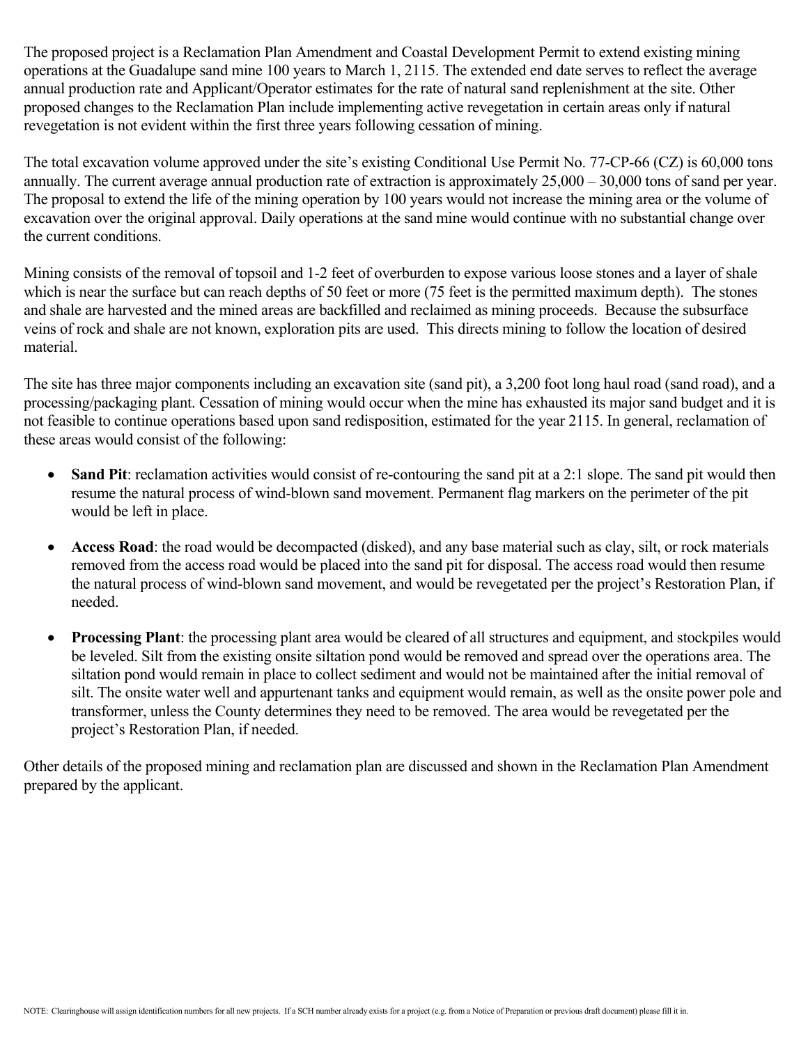The proposed project is a Reclamation Plan Amendment and Coastal Development Permit to extend existing mining operations at the Guadalupe sand mine 100 years to March 1, 2115. The extended end date serves to reflect the average annual production rate and Applicant/Operator estimates for the rate of natural sand replenishment at the site. Other proposed changes to the Reclamation Plan include implementing active revegetation in certain areas only if natural revegetation is not evident within the first three years following cessation of mining.

The total excavation volume approved under the site's existing Conditional Use Permit No. 77-CP-66 (CZ) is 60,000 tons annually. The current average annual production rate of extraction is approximately 25,000 – 30,000 tons of sand per year. The proposal to extend the life of the mining operation by 100 years would not increase the mining area or the volume of excavation over the original approval. Daily operations at the sand mine would continue with no substantial change over the current conditions.

Mining consists of the removal of topsoil and 1-2 feet of overburden to expose various loose stones and a layer of shale which is near the surface but can reach depths of 50 feet or more (75 feet is the permitted maximum depth). The stones and shale are harvested and the mined areas are backfilled and reclaimed as mining proceeds. Because the subsurface veins of rock and shale are not known, exploration pits are used. This directs mining to follow the location of desired material.

The site has three major components including an excavation site (sand pit), a 3,200 foot long haul road (sand road), and a processing/packaging plant. Cessation of mining would occur when the mine has exhausted its major sand budget and it is not feasible to continue operations based upon sand redisposition, estimated for the year 2115. In general, reclamation of these areas would consist of the following:

- **Sand Pit**: reclamation activities would consist of re-contouring the sand pit at a 2:1 slope. The sand pit would then resume the natural process of wind-blown sand movement. Permanent flag markers on the perimeter of the pit would be left in place.

- **Access Road**: the road would be decompacted (disked), and any base material such as clay, silt, or rock materials removed from the access road would be placed into the sand pit for disposal. The access road would then resume the natural process of wind-blown sand movement, and would be revegetated per the project's Restoration Plan, if needed.

- **Processing Plant**: the processing plant area would be cleared of all structures and equipment, and stockpiles would be leveled. Silt from the existing onsite siltation pond would be removed and spread over the operations area. The siltation pond would remain in place to collect sediment and would not be maintained after the initial removal of silt. The onsite water well and appurtenant tanks and equipment would remain, as well as the onsite power pole and transformer, unless the County determines they need to be removed. The area would be revegetated per the project's Restoration Plan, if needed.

Other details of the proposed mining and reclamation plan are discussed and shown in the Reclamation Plan Amendment prepared by the applicant.

NOTE: Clearinghouse will assign identification numbers for all new projects. If a SCH number already exists for a project (e.g. from a Notice of Preparation or previous draft document) please fill it in.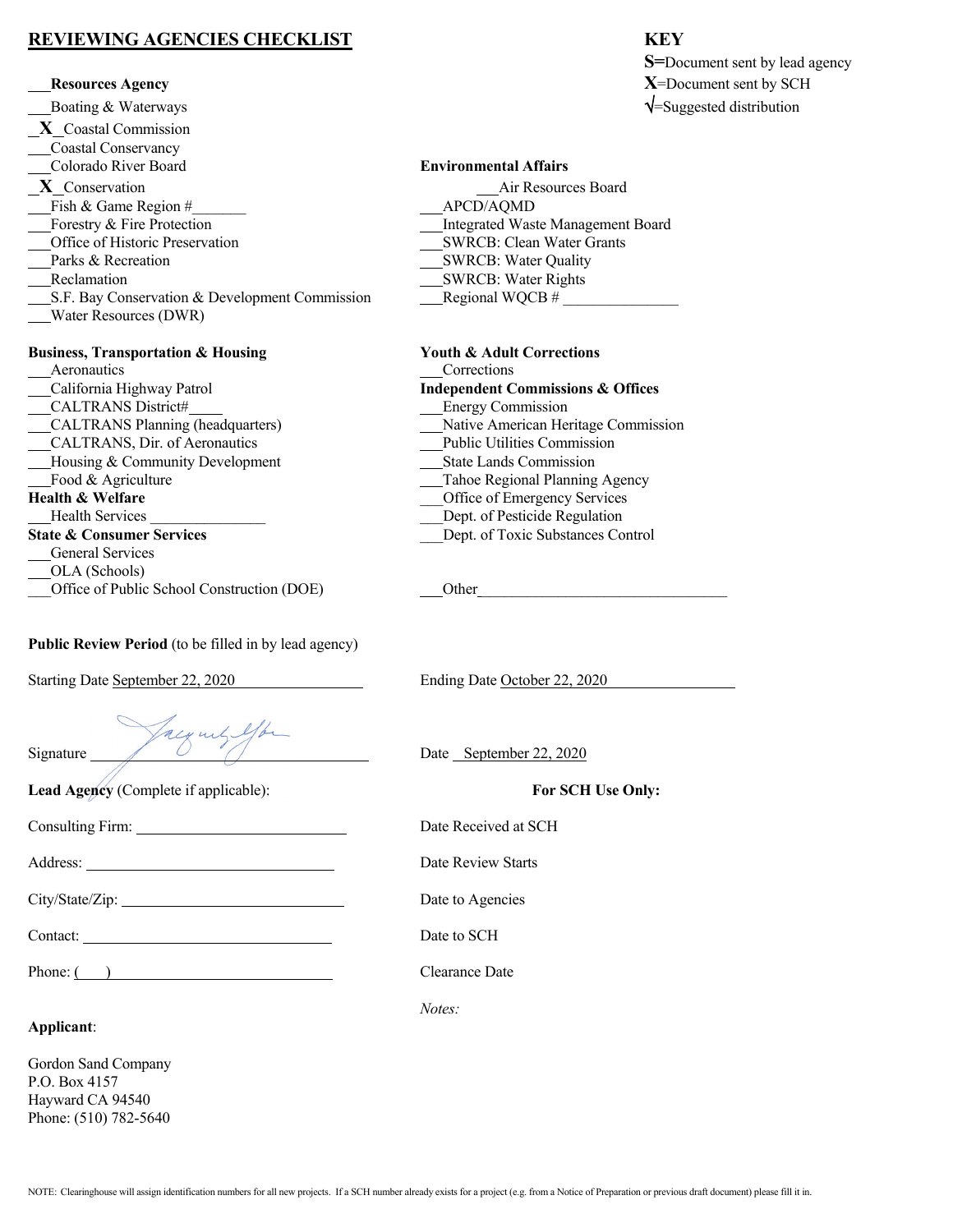## REVIEWING AGENCIES CHECKLIST

**KEY**
**S**=Document sent by lead agency
**X**=Document sent by SCH
√=Suggested distribution

**___Resources Agency**
___Boating & Waterways
_**X**_Coastal Commission
___Coastal Conservancy
___Colorado River Board
_**X**_Conservation
___Fish & Game Region #_______
___Forestry & Fire Protection
___Office of Historic Preservation
___Parks & Recreation
___Reclamation
___S.F. Bay Conservation & Development Commission
___Water Resources (DWR)

**Environmental Affairs**
___Air Resources Board
___APCD/AQMD
___Integrated Waste Management Board
___SWRCB: Clean Water Grants
___SWRCB: Water Quality
___SWRCB: Water Rights
___Regional WQCB # _______________

**Business, Transportation & Housing**
___Aeronautics
___California Highway Patrol
___CALTRANS District#_____
___CALTRANS Planning (headquarters)
___CALTRANS, Dir. of Aeronautics
___Housing & Community Development
___Food & Agriculture

**Health & Welfare**
___Health Services _______________

**State & Consumer Services**
___General Services
___OLA (Schools)
___Office of Public School Construction (DOE)

**Youth & Adult Corrections**
___Corrections

**Independent Commissions & Offices**
___Energy Commission
___Native American Heritage Commission
___Public Utilities Commission
___State Lands Commission
___Tahoe Regional Planning Agency
___Office of Emergency Services
___Dept. of Pesticide Regulation
___Dept. of Toxic Substances Control

___Other_________________________________

**Public Review Period** (to be filled in by lead agency)

Starting Date September 22, 2020

Ending Date October 22, 2020

Signature ________________________

Date September 22, 2020

**Lead Agency** (Complete if applicable):

Consulting Firm: ___________________________

Address: ___________________________

City/State/Zip: ___________________________

Contact: ___________________________

Phone: (___) ___________________________

**For SCH Use Only:**

Date Received at SCH

Date Review Starts

Date to Agencies

Date to SCH

Clearance Date

*Notes:*

**Applicant**:

Gordon Sand Company
P.O. Box 4157
Hayward CA 94540
Phone: (510) 782-5640

NOTE: Clearinghouse will assign identification numbers for all new projects. If a SCH number already exists for a project (e.g. from a Notice of Preparation or previous draft document) please fill it in.